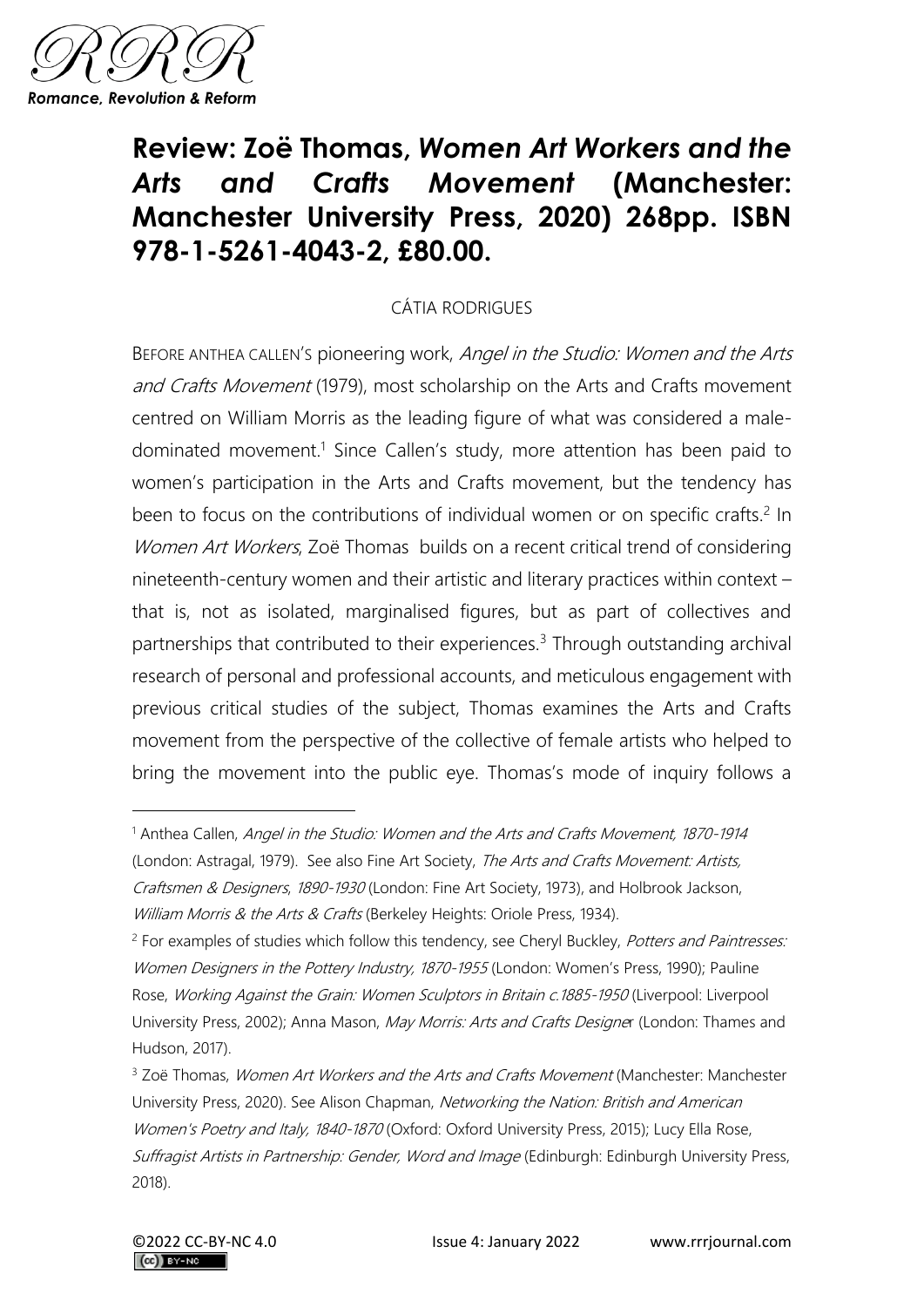# Review: Zoë Thomas, *Women Art Workers and the Arts and Crafts Movement* (Manchester: Manchester University Press, 2020) 268pp. ISBN 978-1-5261-4043-2, £80.00.

CÁTIA RODRIGUES

BEFORE ANTHEA CALLEN'S pioneering work, *Angel in the Studio: Women and the Arts and Crafts Movement* (1979), most scholarship on the Arts and Crafts movement centred on William Morris as the leading figure of what was considered a male-dominated movement.[1] Since Callen's study, more attention has been paid to women's participation in the Arts and Crafts movement, but the tendency has been to focus on the contributions of individual women or on specific crafts.[2] In *Women Art Workers*, Zoë Thomas builds on a recent critical trend of considering nineteenth-century women and their artistic and literary practices within context – that is, not as isolated, marginalised figures, but as part of collectives and partnerships that contributed to their experiences.[3] Through outstanding archival research of personal and professional accounts, and meticulous engagement with previous critical studies of the subject, Thomas examines the Arts and Crafts movement from the perspective of the collective of female artists who helped to bring the movement into the public eye. Thomas's mode of inquiry follows a

[1] Anthea Callen, *Angel in the Studio: Women and the Arts and Crafts Movement, 1870-1914* (London: Astragal, 1979). See also Fine Art Society, *The Arts and Crafts Movement: Artists, Craftsmen & Designers, 1890-1930* (London: Fine Art Society, 1973), and Holbrook Jackson, *William Morris & the Arts & Crafts* (Berkeley Heights: Oriole Press, 1934).

[2] For examples of studies which follow this tendency, see Cheryl Buckley, *Potters and Paintresses: Women Designers in the Pottery Industry, 1870-1955* (London: Women's Press, 1990); Pauline Rose, *Working Against the Grain: Women Sculptors in Britain c.1885-1950* (Liverpool: Liverpool University Press, 2002); Anna Mason, *May Morris: Arts and Crafts Designer* (London: Thames and Hudson, 2017).

[3] Zoë Thomas, *Women Art Workers and the Arts and Crafts Movement* (Manchester: Manchester University Press, 2020). See Alison Chapman, *Networking the Nation: British and American Women's Poetry and Italy, 1840-1870* (Oxford: Oxford University Press, 2015); Lucy Ella Rose, *Suffragist Artists in Partnership: Gender, Word and Image* (Edinburgh: Edinburgh University Press, 2018).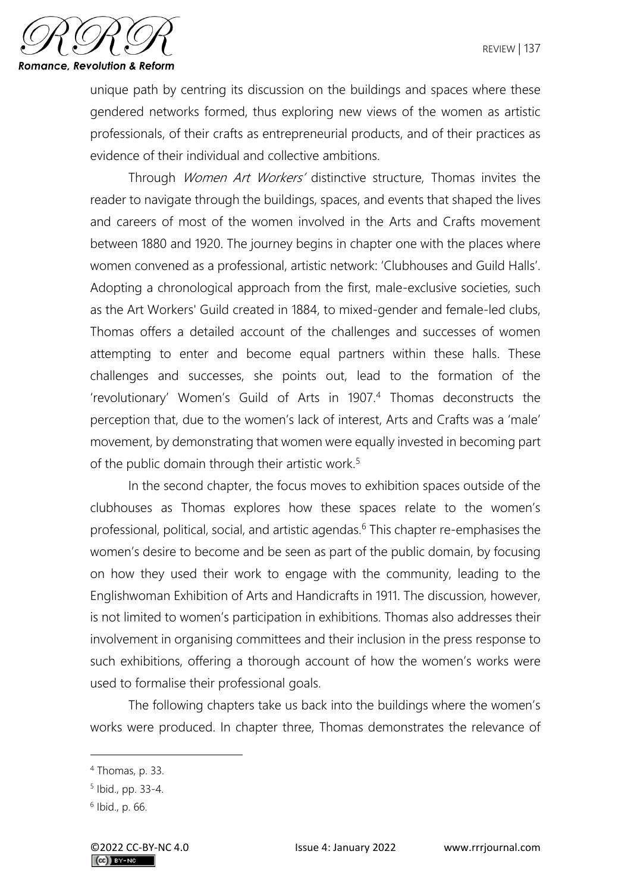unique path by centring its discussion on the buildings and spaces where these gendered networks formed, thus exploring new views of the women as artistic professionals, of their crafts as entrepreneurial products, and of their practices as evidence of their individual and collective ambitions.

Through *Women Art Workers'* distinctive structure, Thomas invites the reader to navigate through the buildings, spaces, and events that shaped the lives and careers of most of the women involved in the Arts and Crafts movement between 1880 and 1920. The journey begins in chapter one with the places where women convened as a professional, artistic network: 'Clubhouses and Guild Halls'. Adopting a chronological approach from the first, male-exclusive societies, such as the Art Workers' Guild created in 1884, to mixed-gender and female-led clubs, Thomas offers a detailed account of the challenges and successes of women attempting to enter and become equal partners within these halls. These challenges and successes, she points out, lead to the formation of the 'revolutionary' Women's Guild of Arts in 1907.[4] Thomas deconstructs the perception that, due to the women's lack of interest, Arts and Crafts was a 'male' movement, by demonstrating that women were equally invested in becoming part of the public domain through their artistic work.[5]

In the second chapter, the focus moves to exhibition spaces outside of the clubhouses as Thomas explores how these spaces relate to the women's professional, political, social, and artistic agendas.[6] This chapter re-emphasises the women's desire to become and be seen as part of the public domain, by focusing on how they used their work to engage with the community, leading to the Englishwoman Exhibition of Arts and Handicrafts in 1911. The discussion, however, is not limited to women's participation in exhibitions. Thomas also addresses their involvement in organising committees and their inclusion in the press response to such exhibitions, offering a thorough account of how the women's works were used to formalise their professional goals.

The following chapters take us back into the buildings where the women's works were produced. In chapter three, Thomas demonstrates the relevance of

[4] Thomas, p. 33.

[5] Ibid., pp. 33-4.

[6] Ibid., p. 66.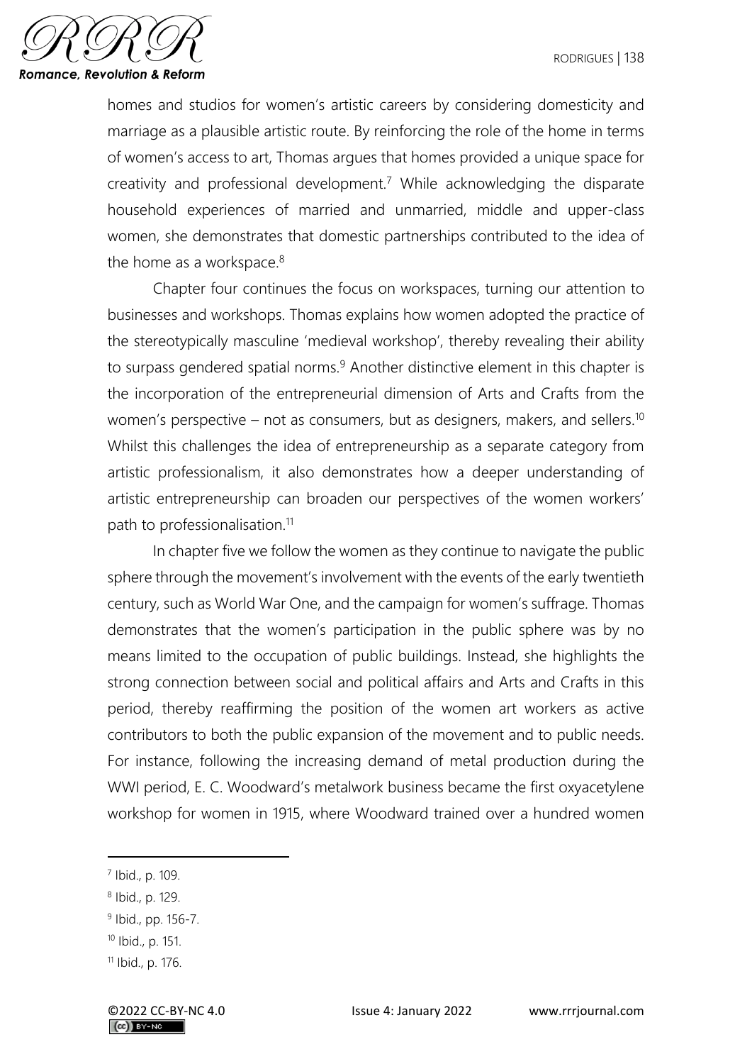homes and studios for women's artistic careers by considering domesticity and marriage as a plausible artistic route. By reinforcing the role of the home in terms of women's access to art, Thomas argues that homes provided a unique space for creativity and professional development.[7] While acknowledging the disparate household experiences of married and unmarried, middle and upper-class women, she demonstrates that domestic partnerships contributed to the idea of the home as a workspace.[8]

Chapter four continues the focus on workspaces, turning our attention to businesses and workshops. Thomas explains how women adopted the practice of the stereotypically masculine 'medieval workshop', thereby revealing their ability to surpass gendered spatial norms.[9] Another distinctive element in this chapter is the incorporation of the entrepreneurial dimension of Arts and Crafts from the women's perspective – not as consumers, but as designers, makers, and sellers.[10] Whilst this challenges the idea of entrepreneurship as a separate category from artistic professionalism, it also demonstrates how a deeper understanding of artistic entrepreneurship can broaden our perspectives of the women workers' path to professionalisation.[11]

In chapter five we follow the women as they continue to navigate the public sphere through the movement's involvement with the events of the early twentieth century, such as World War One, and the campaign for women's suffrage. Thomas demonstrates that the women's participation in the public sphere was by no means limited to the occupation of public buildings. Instead, she highlights the strong connection between social and political affairs and Arts and Crafts in this period, thereby reaffirming the position of the women art workers as active contributors to both the public expansion of the movement and to public needs. For instance, following the increasing demand of metal production during the WWI period, E. C. Woodward's metalwork business became the first oxyacetylene workshop for women in 1915, where Woodward trained over a hundred women

---

[7] Ibid., p. 109.

[8] Ibid., p. 129.

[9] Ibid., pp. 156-7.

[10] Ibid., p. 151.

[11] Ibid., p. 176.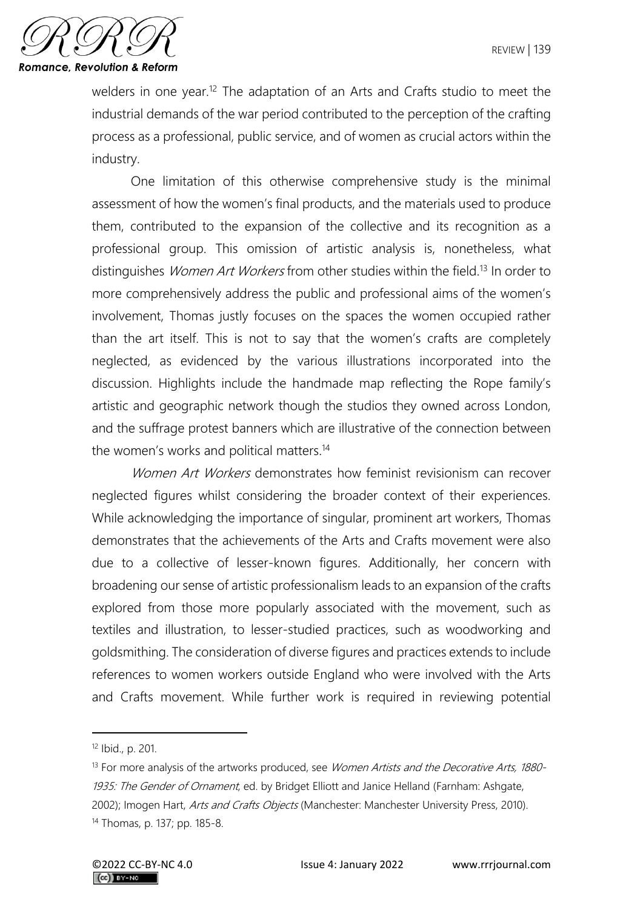welders in one year.[12] The adaptation of an Arts and Crafts studio to meet the industrial demands of the war period contributed to the perception of the crafting process as a professional, public service, and of women as crucial actors within the industry.

One limitation of this otherwise comprehensive study is the minimal assessment of how the women's final products, and the materials used to produce them, contributed to the expansion of the collective and its recognition as a professional group. This omission of artistic analysis is, nonetheless, what distinguishes *Women Art Workers* from other studies within the field.[13] In order to more comprehensively address the public and professional aims of the women's involvement, Thomas justly focuses on the spaces the women occupied rather than the art itself. This is not to say that the women's crafts are completely neglected, as evidenced by the various illustrations incorporated into the discussion. Highlights include the handmade map reflecting the Rope family's artistic and geographic network though the studios they owned across London, and the suffrage protest banners which are illustrative of the connection between the women's works and political matters.[14]

*Women Art Workers* demonstrates how feminist revisionism can recover neglected figures whilst considering the broader context of their experiences. While acknowledging the importance of singular, prominent art workers, Thomas demonstrates that the achievements of the Arts and Crafts movement were also due to a collective of lesser-known figures. Additionally, her concern with broadening our sense of artistic professionalism leads to an expansion of the crafts explored from those more popularly associated with the movement, such as textiles and illustration, to lesser-studied practices, such as woodworking and goldsmithing. The consideration of diverse figures and practices extends to include references to women workers outside England who were involved with the Arts and Crafts movement. While further work is required in reviewing potential

---

[12] Ibid., p. 201.

[13] For more analysis of the artworks produced, see *Women Artists and the Decorative Arts, 1880-1935: The Gender of Ornament*, ed. by Bridget Elliott and Janice Helland (Farnham: Ashgate, 2002); Imogen Hart, *Arts and Crafts Objects* (Manchester: Manchester University Press, 2010).

[14] Thomas, p. 137; pp. 185-8.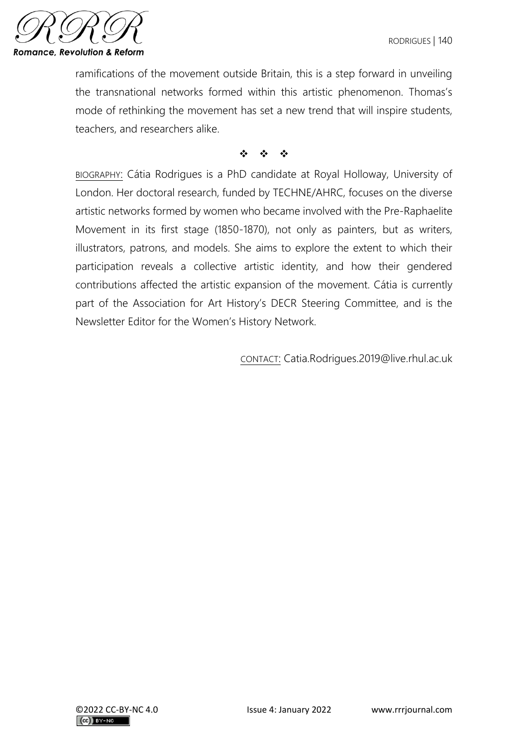ramifications of the movement outside Britain, this is a step forward in unveiling the transnational networks formed within this artistic phenomenon. Thomas's mode of rethinking the movement has set a new trend that will inspire students, teachers, and researchers alike.

❖ ❖ ❖

BIOGRAPHY: Cátia Rodrigues is a PhD candidate at Royal Holloway, University of London. Her doctoral research, funded by TECHNE/AHRC, focuses on the diverse artistic networks formed by women who became involved with the Pre-Raphaelite Movement in its first stage (1850-1870), not only as painters, but as writers, illustrators, patrons, and models. She aims to explore the extent to which their participation reveals a collective artistic identity, and how their gendered contributions affected the artistic expansion of the movement. Cátia is currently part of the Association for Art History's DECR Steering Committee, and is the Newsletter Editor for the Women's History Network.

CONTACT: Catia.Rodrigues.2019@live.rhul.ac.uk